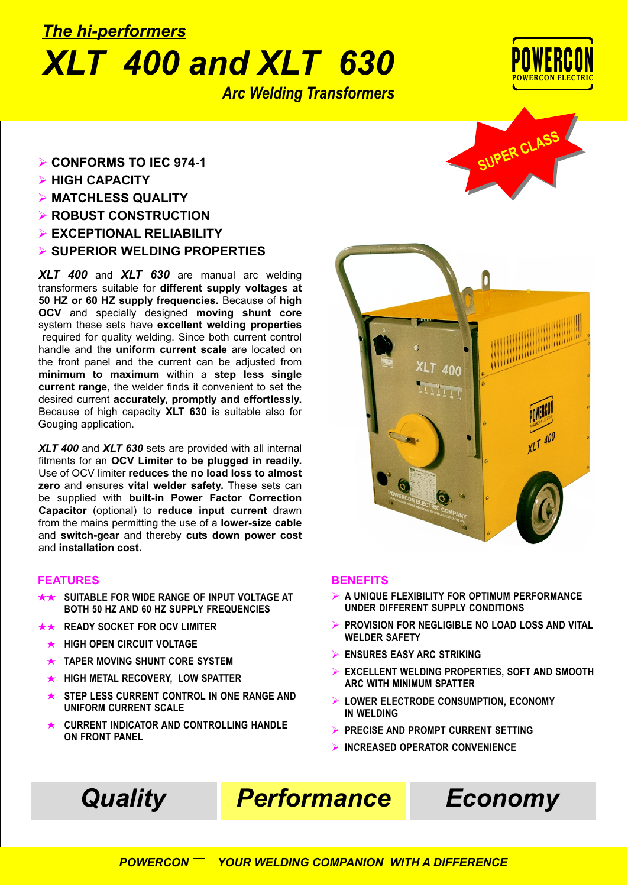*The hi-performers*

# XLT 400 and XLT 630

*Arc Welding Transformers*

POWERCON
POWERCON ELECTRIC

SUPER CLASS

- **CONFORMS TO IEC 974-1**
- **HIGH CAPACITY**
- **MATCHLESS QUALITY**
- **ROBUST CONSTRUCTION**
- **EXCEPTIONAL RELIABILITY**
- **SUPERIOR WELDING PROPERTIES**

***XLT 400*** and ***XLT 630*** are manual arc welding transformers suitable for **different supply voltages at 50 HZ or 60 HZ supply frequencies.** Because of **high OCV** and specially designed **moving shunt core** system these sets have **excellent welding properties** required for quality welding. Since both current control handle and the **uniform current scale** are located on the front panel and the current can be adjusted from **minimum to maximum** within a **step less single current range,** the welder finds it convenient to set the desired current **accurately, promptly and effortlessly.** Because of high capacity **XLT 630 is** suitable also for Gouging application.

***XLT 400*** and ***XLT 630*** sets are provided with all internal fitments for an **OCV Limiter to be plugged in readily.** Use of OCV limiter **reduces the no load loss to almost zero** and ensures **vital welder safety.** These sets can be supplied with **built-in Power Factor Correction Capacitor** (optional) to **reduce input current** drawn from the mains permitting the use of a **lower-size cable** and **switch-gear** and thereby **cuts down power cost** and **installation cost.**

## FEATURES

- ★★ SUITABLE FOR WIDE RANGE OF INPUT VOLTAGE AT BOTH 50 HZ AND 60 HZ SUPPLY FREQUENCIES
- ★★ READY SOCKET FOR OCV LIMITER
- ★ HIGH OPEN CIRCUIT VOLTAGE
- ★ TAPER MOVING SHUNT CORE SYSTEM
- ★ HIGH METAL RECOVERY, LOW SPATTER
- ★ STEP LESS CURRENT CONTROL IN ONE RANGE AND UNIFORM CURRENT SCALE
- ★ CURRENT INDICATOR AND CONTROLLING HANDLE ON FRONT PANEL

## BENEFITS

- A UNIQUE FLEXIBILITY FOR OPTIMUM PERFORMANCE UNDER DIFFERENT SUPPLY CONDITIONS
- PROVISION FOR NEGLIGIBLE NO LOAD LOSS AND VITAL WELDER SAFETY
- ENSURES EASY ARC STRIKING
- EXCELLENT WELDING PROPERTIES, SOFT AND SMOOTH ARC WITH MINIMUM SPATTER
- LOWER ELECTRODE CONSUMPTION, ECONOMY IN WELDING
- PRECISE AND PROMPT CURRENT SETTING
- INCREASED OPERATOR CONVENIENCE

***Quality*** | ***Performance*** | ***Economy***

***POWERCON — YOUR WELDING COMPANION WITH A DIFFERENCE***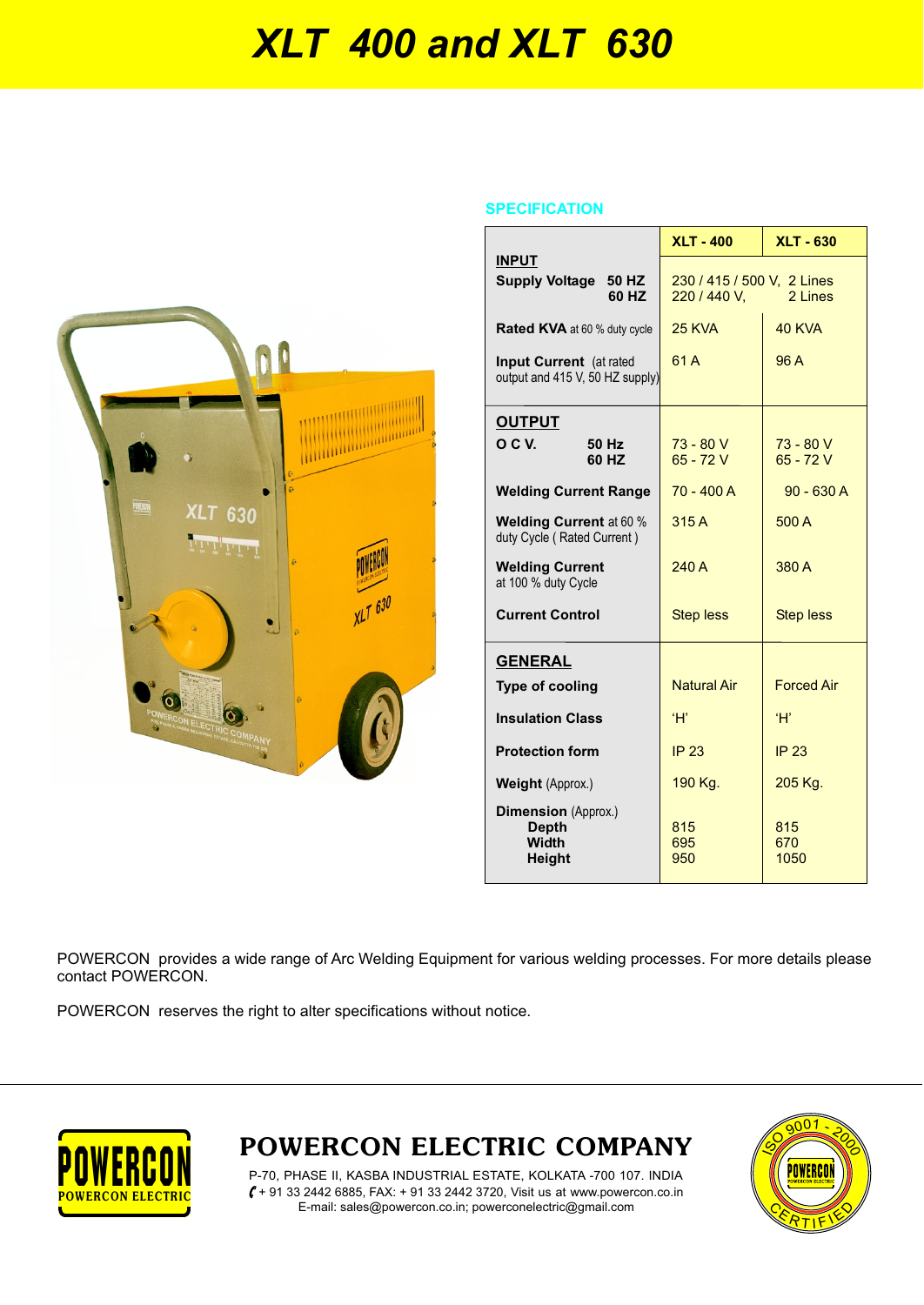# XLT 400 and XLT 630

## SPECIFICATION

| | XLT - 400 | XLT - 630 |
|---|---|---|
| **INPUT** | | |
| **Supply Voltage** **50 HZ** | 230 / 415 / 500 V, 2 Lines | |
| **60 HZ** | 220 / 440 V, 2 Lines | |
| **Rated KVA** at 60 % duty cycle | 25 KVA | 40 KVA |
| **Input Current** (at rated output and 415 V, 50 HZ supply) | 61 A | 96 A |
| **OUTPUT** | | |
| **O C V.** **50 Hz** | 73 - 80 V | 73 - 80 V |
| **60 HZ** | 65 - 72 V | 65 - 72 V |
| **Welding Current Range** | 70 - 400 A | 90 - 630 A |
| **Welding Current** at 60 % duty Cycle ( Rated Current ) | 315 A | 500 A |
| **Welding Current** at 100 % duty Cycle | 240 A | 380 A |
| **Current Control** | Step less | Step less |
| **GENERAL** | | |
| **Type of cooling** | Natural Air | Forced Air |
| **Insulation Class** | 'H' | 'H' |
| **Protection form** | IP 23 | IP 23 |
| **Weight** (Approx.) | 190 Kg. | 205 Kg. |
| **Dimension** (Approx.) | | |
| **Depth** | 815 | 815 |
| **Width** | 695 | 670 |
| **Height** | 950 | 1050 |

POWERCON provides a wide range of Arc Welding Equipment for various welding processes. For more details please contact POWERCON.

POWERCON reserves the right to alter specifications without notice.

POWERCON
POWERCON ELECTRIC

**POWERCON ELECTRIC COMPANY**

P-70, PHASE II, KASBA INDUSTRIAL ESTATE, KOLKATA -700 107. INDIA
+ 91 33 2442 6885, FAX: + 91 33 2442 3720, Visit us at www.powercon.co.in
E-mail: sales@powercon.co.in; powerconelectric@gmail.com

ISO 9001 - 2000 CERTIFIED